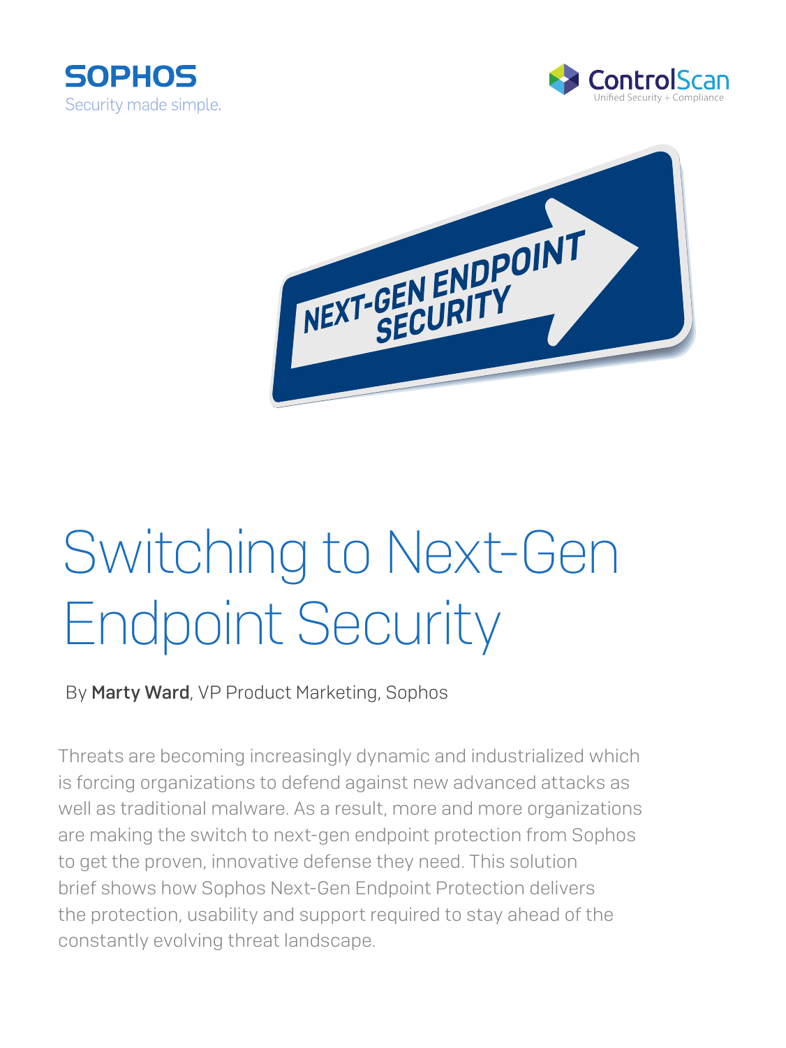SOPHOS
Security made simple.

ControlScan
Unified Security + Compliance

# Switching to Next-Gen Endpoint Security

By **Marty Ward**, VP Product Marketing, Sophos

Threats are becoming increasingly dynamic and industrialized which is forcing organizations to defend against new advanced attacks as well as traditional malware. As a result, more and more organizations are making the switch to next-gen endpoint protection from Sophos to get the proven, innovative defense they need. This solution brief shows how Sophos Next-Gen Endpoint Protection delivers the protection, usability and support required to stay ahead of the constantly evolving threat landscape.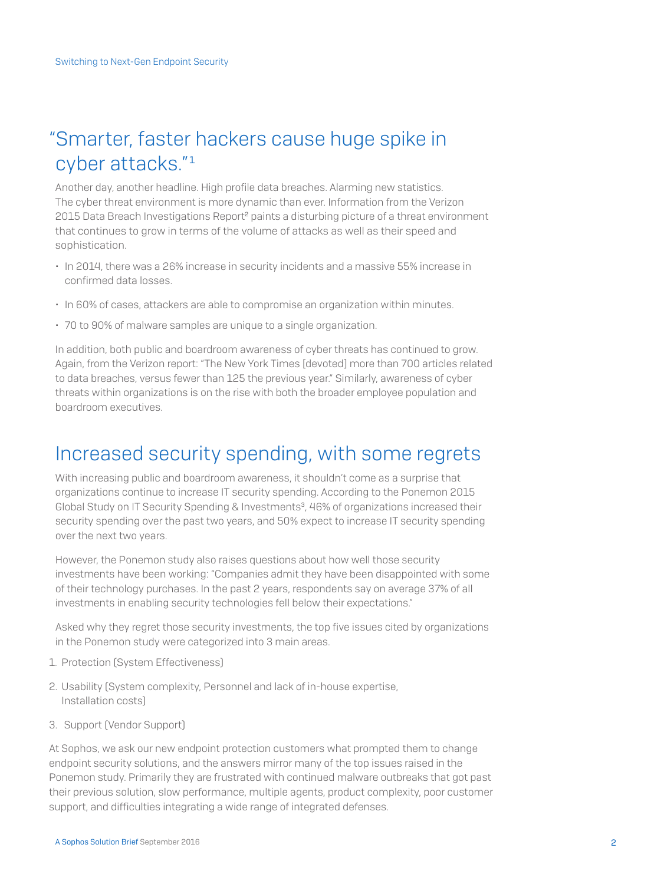## "Smarter, faster hackers cause huge spike in cyber attacks."[1]

Another day, another headline. High profile data breaches. Alarming new statistics. The cyber threat environment is more dynamic than ever. Information from the Verizon 2015 Data Breach Investigations Report[2] paints a disturbing picture of a threat environment that continues to grow in terms of the volume of attacks as well as their speed and sophistication.

- In 2014, there was a 26% increase in security incidents and a massive 55% increase in confirmed data losses.
- In 60% of cases, attackers are able to compromise an organization within minutes.
- 70 to 90% of malware samples are unique to a single organization.

In addition, both public and boardroom awareness of cyber threats has continued to grow. Again, from the Verizon report: "The New York Times [devoted] more than 700 articles related to data breaches, versus fewer than 125 the previous year." Similarly, awareness of cyber threats within organizations is on the rise with both the broader employee population and boardroom executives.

## Increased security spending, with some regrets

With increasing public and boardroom awareness, it shouldn't come as a surprise that organizations continue to increase IT security spending. According to the Ponemon 2015 Global Study on IT Security Spending & Investments[3], 46% of organizations increased their security spending over the past two years, and 50% expect to increase IT security spending over the next two years.

However, the Ponemon study also raises questions about how well those security investments have been working: "Companies admit they have been disappointed with some of their technology purchases. In the past 2 years, respondents say on average 37% of all investments in enabling security technologies fell below their expectations."

Asked why they regret those security investments, the top five issues cited by organizations in the Ponemon study were categorized into 3 main areas.

1. Protection (System Effectiveness)
2. Usability (System complexity, Personnel and lack of in-house expertise, Installation costs)
3. Support (Vendor Support)

At Sophos, we ask our new endpoint protection customers what prompted them to change endpoint security solutions, and the answers mirror many of the top issues raised in the Ponemon study. Primarily they are frustrated with continued malware outbreaks that got past their previous solution, slow performance, multiple agents, product complexity, poor customer support, and difficulties integrating a wide range of integrated defenses.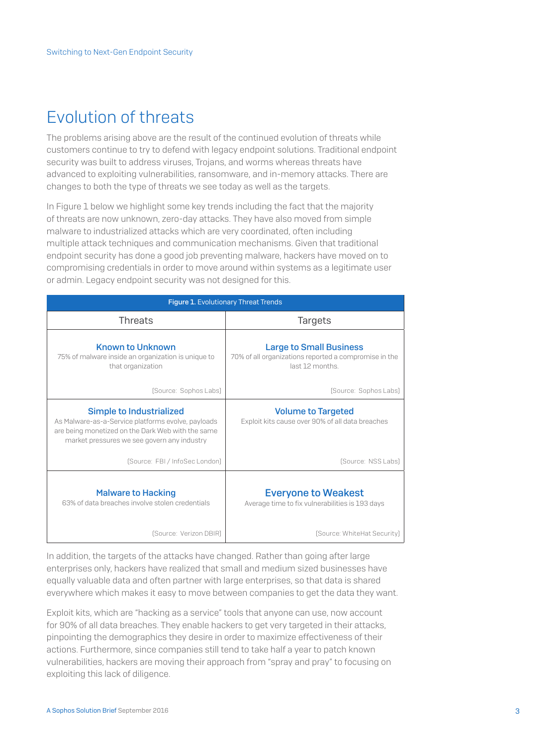## Evolution of threats

The problems arising above are the result of the continued evolution of threats while customers continue to try to defend with legacy endpoint solutions. Traditional endpoint security was built to address viruses, Trojans, and worms whereas threats have advanced to exploiting vulnerabilities, ransomware, and in-memory attacks. There are changes to both the type of threats we see today as well as the targets.

In Figure 1 below we highlight some key trends including the fact that the majority of threats are now unknown, zero-day attacks. They have also moved from simple malware to industrialized attacks which are very coordinated, often including multiple attack techniques and communication mechanisms. Given that traditional endpoint security has done a good job preventing malware, hackers have moved on to compromising credentials in order to move around within systems as a legitimate user or admin. Legacy endpoint security was not designed for this.

**Figure 1.** Evolutionary Threat Trends

| Threats | Targets |
|---|---|
| **Known to Unknown**<br>75% of malware inside an organization is unique to that organization<br>[Source: Sophos Labs] | **Large to Small Business**<br>70% of all organizations reported a compromise in the last 12 months.<br>[Source: Sophos Labs] |
| **Simple to Industrialized**<br>As Malware-as-a-Service platforms evolve, payloads are being monetized on the Dark Web with the same market pressures we see govern any industry<br>[Source: FBI / InfoSec London] | **Volume to Targeted**<br>Exploit kits cause over 90% of all data breaches<br>[Source: NSS Labs] |
| **Malware to Hacking**<br>63% of data breaches involve stolen credentials<br>[Source: Verizon DBIR] | **Everyone to Weakest**<br>Average time to fix vulnerabilities is 193 days<br>[Source: WhiteHat Security] |

In addition, the targets of the attacks have changed. Rather than going after large enterprises only, hackers have realized that small and medium sized businesses have equally valuable data and often partner with large enterprises, so that data is shared everywhere which makes it easy to move between companies to get the data they want.

Exploit kits, which are "hacking as a service" tools that anyone can use, now account for 90% of all data breaches. They enable hackers to get very targeted in their attacks, pinpointing the demographics they desire in order to maximize effectiveness of their actions. Furthermore, since companies still tend to take half a year to patch known vulnerabilities, hackers are moving their approach from "spray and pray" to focusing on exploiting this lack of diligence.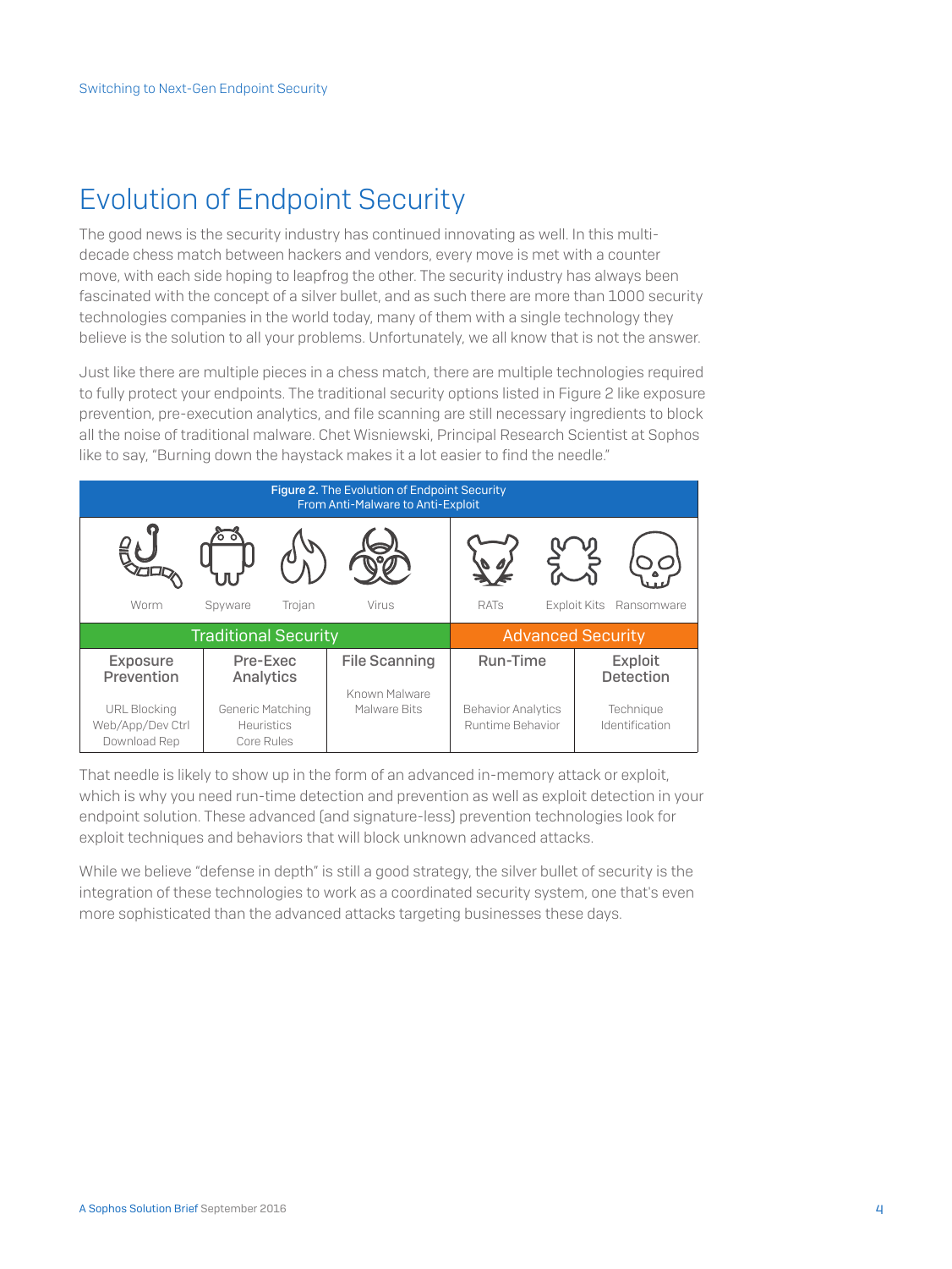## Evolution of Endpoint Security

The good news is the security industry has continued innovating as well. In this multi-decade chess match between hackers and vendors, every move is met with a counter move, with each side hoping to leapfrog the other. The security industry has always been fascinated with the concept of a silver bullet, and as such there are more than 1000 security technologies companies in the world today, many of them with a single technology they believe is the solution to all your problems. Unfortunately, we all know that is not the answer.

Just like there are multiple pieces in a chess match, there are multiple technologies required to fully protect your endpoints. The traditional security options listed in Figure 2 like exposure prevention, pre-execution analytics, and file scanning are still necessary ingredients to block all the noise of traditional malware. Chet Wisniewski, Principal Research Scientist at Sophos like to say, "Burning down the haystack makes it a lot easier to find the needle."

**Figure 2.** The Evolution of Endpoint Security
From Anti-Malware to Anti-Exploit

| Worm, Spyware, Trojan, Virus | | | RATs, Exploit Kits, Ransomware | |
|---|---|---|---|---|
| **Traditional Security** | | | **Advanced Security** | |
| **Exposure Prevention** | **Pre-Exec Analytics** | **File Scanning** | **Run-Time** | **Exploit Detection** |
| URL Blocking<br>Web/App/Dev Ctrl<br>Download Rep | Generic Matching<br>Heuristics<br>Core Rules | Known Malware<br>Malware Bits | Behavior Analytics<br>Runtime Behavior | Technique Identification |

That needle is likely to show up in the form of an advanced in-memory attack or exploit, which is why you need run-time detection and prevention as well as exploit detection in your endpoint solution. These advanced (and signature-less) prevention technologies look for exploit techniques and behaviors that will block unknown advanced attacks.

While we believe "defense in depth" is still a good strategy, the silver bullet of security is the integration of these technologies to work as a coordinated security system, one that's even more sophisticated than the advanced attacks targeting businesses these days.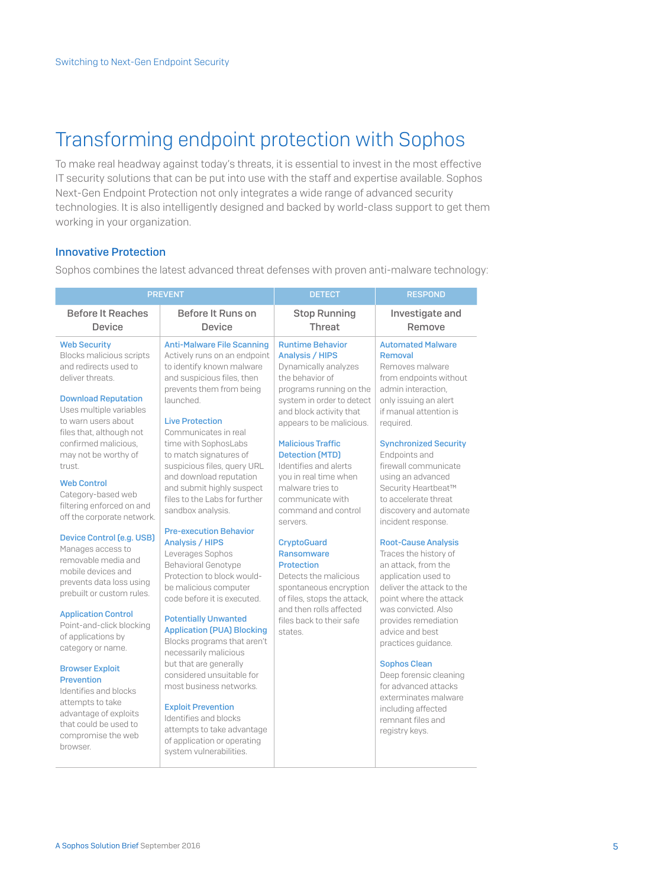## Transforming endpoint protection with Sophos

To make real headway against today's threats, it is essential to invest in the most effective IT security solutions that can be put into use with the staff and expertise available. Sophos Next-Gen Endpoint Protection not only integrates a wide range of advanced security technologies. It is also intelligently designed and backed by world-class support to get them working in your organization.

### Innovative Protection

Sophos combines the latest advanced threat defenses with proven anti-malware technology:

| PREVENT | | DETECT | RESPOND |
|---|---|---|---|
| Before It Reaches Device | Before It Runs on Device | Stop Running Threat | Investigate and Remove |
| **Web Security** Blocks malicious scripts and redirects used to deliver threats.<br><br>**Download Reputation** Uses multiple variables to warn users about files that, although not confirmed malicious, may not be worthy of trust.<br><br>**Web Control** Category-based web filtering enforced on and off the corporate network.<br><br>**Device Control (e.g. USB)** Manages access to removable media and mobile devices and prevents data loss using prebuilt or custom rules.<br><br>**Application Control** Point-and-click blocking of applications by category or name.<br><br>**Browser Exploit Prevention** Identifies and blocks attempts to take advantage of exploits that could be used to compromise the web browser. | **Anti-Malware File Scanning** Actively runs on an endpoint to identify known malware and suspicious files, then prevents them from being launched.<br><br>**Live Protection** Communicates in real time with SophosLabs to match signatures of suspicious files, query URL and download reputation and submit highly suspect files to the Labs for further sandbox analysis.<br><br>**Pre-execution Behavior Analysis / HIPS** Leverages Sophos Behavioral Genotype Protection to block would-be malicious computer code before it is executed.<br><br>**Potentially Unwanted Application (PUA) Blocking** Blocks programs that aren't necessarily malicious but that are generally considered unsuitable for most business networks.<br><br>**Exploit Prevention** Identifies and blocks attempts to take advantage of application or operating system vulnerabilities. | **Runtime Behavior Analysis / HIPS** Dynamically analyzes the behavior of programs running on the system in order to detect and block activity that appears to be malicious.<br><br>**Malicious Traffic Detection (MTD)** Identifies and alerts you in real time when malware tries to communicate with command and control servers.<br><br>**CryptoGuard Ransomware Protection** Detects the malicious spontaneous encryption of files, stops the attack, and then rolls affected files back to their safe states. | **Automated Malware Removal** Removes malware from endpoints without admin interaction, only issuing an alert if manual attention is required.<br><br>**Synchronized Security** Endpoints and firewall communicate using an advanced Security Heartbeat™ to accelerate threat discovery and automate incident response.<br><br>**Root-Cause Analysis** Traces the history of an attack, from the application used to deliver the attack to the point where the attack was convicted. Also provides remediation advice and best practices guidance.<br><br>**Sophos Clean** Deep forensic cleaning for advanced attacks exterminates malware including affected remnant files and registry keys. |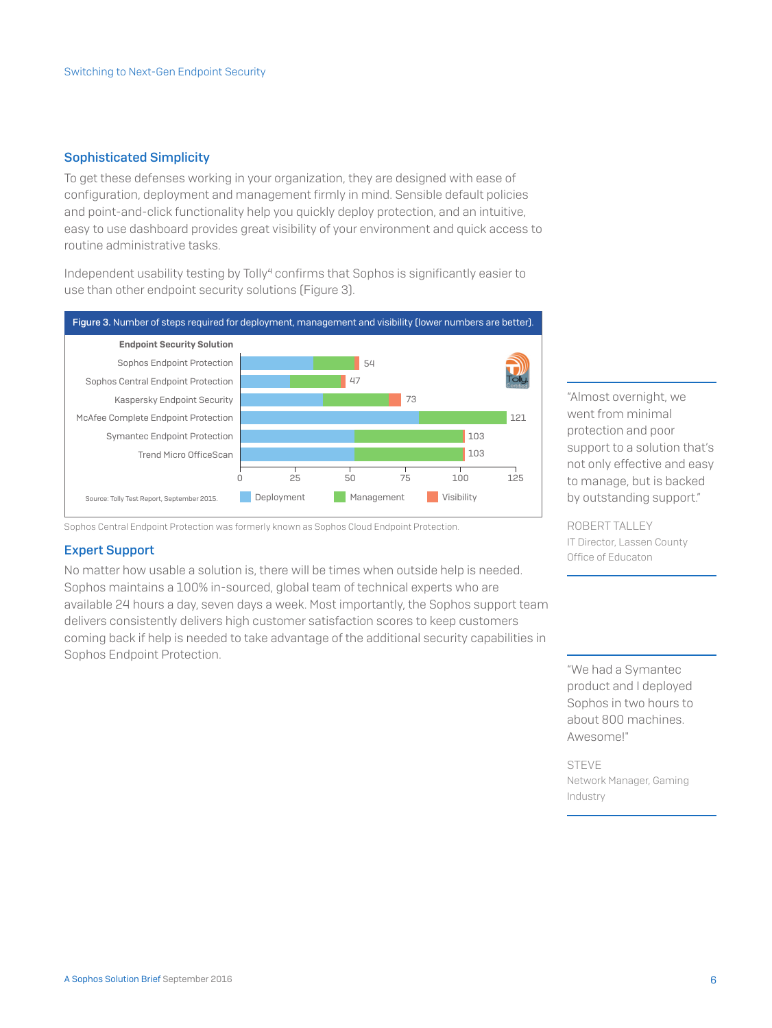## Sophisticated Simplicity

To get these defenses working in your organization, they are designed with ease of configuration, deployment and management firmly in mind. Sensible default policies and point-and-click functionality help you quickly deploy protection, and an intuitive, easy to use dashboard provides great visibility of your environment and quick access to routine administrative tasks.

Independent usability testing by Tolly[4] confirms that Sophos is significantly easier to use than other endpoint security solutions (Figure 3).

**Figure 3.** Number of steps required for deployment, management and visibility (lower numbers are better).

| Endpoint Security Solution | Total steps |
|---|---|
| Sophos Endpoint Protection | 54 |
| Sophos Central Endpoint Protection | 47 |
| Kaspersky Endpoint Security | 73 |
| McAfee Complete Endpoint Protection | 121 |
| Symantec Endpoint Protection | 103 |
| Trend Micro OfficeScan | 103 |

Legend: Deployment, Management, Visibility

Source: Tolly Test Report, September 2015.

Sophos Central Endpoint Protection was formerly known as Sophos Cloud Endpoint Protection.

## Expert Support

No matter how usable a solution is, there will be times when outside help is needed. Sophos maintains a 100% in-sourced, global team of technical experts who are available 24 hours a day, seven days a week. Most importantly, the Sophos support team delivers consistently delivers high customer satisfaction scores to keep customers coming back if help is needed to take advantage of the additional security capabilities in Sophos Endpoint Protection.

> "Almost overnight, we went from minimal protection and poor support to a solution that's not only effective and easy to manage, but is backed by outstanding support."
>
> ROBERT TALLEY
> IT Director, Lassen County Office of Educaton

> "We had a Symantec product and I deployed Sophos in two hours to about 800 machines. Awesome!"
>
> STEVE
> Network Manager, Gaming Industry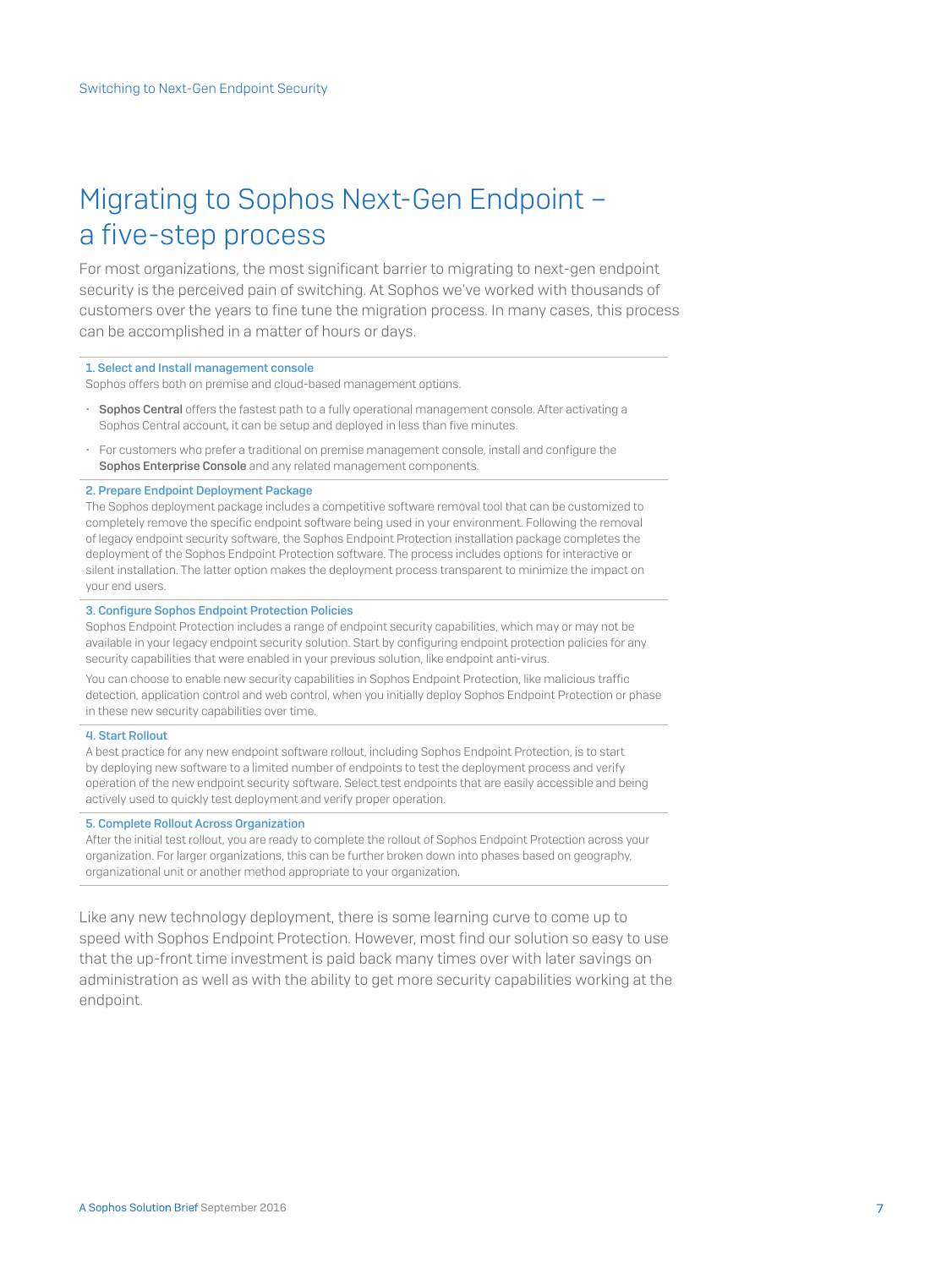# Migrating to Sophos Next-Gen Endpoint – a five-step process

For most organizations, the most significant barrier to migrating to next-gen endpoint security is the perceived pain of switching. At Sophos we've worked with thousands of customers over the years to fine tune the migration process. In many cases, this process can be accomplished in a matter of hours or days.

### 1. Select and Install management console

Sophos offers both on premise and cloud-based management options.

- **Sophos Central** offers the fastest path to a fully operational management console. After activating a Sophos Central account, it can be setup and deployed in less than five minutes.
- For customers who prefer a traditional on premise management console, install and configure the **Sophos Enterprise Console** and any related management components.

### 2. Prepare Endpoint Deployment Package

The Sophos deployment package includes a competitive software removal tool that can be customized to completely remove the specific endpoint software being used in your environment. Following the removal of legacy endpoint security software, the Sophos Endpoint Protection installation package completes the deployment of the Sophos Endpoint Protection software. The process includes options for interactive or silent installation. The latter option makes the deployment process transparent to minimize the impact on your end users.

### 3. Configure Sophos Endpoint Protection Policies

Sophos Endpoint Protection includes a range of endpoint security capabilities, which may or may not be available in your legacy endpoint security solution. Start by configuring endpoint protection policies for any security capabilities that were enabled in your previous solution, like endpoint anti-virus.

You can choose to enable new security capabilities in Sophos Endpoint Protection, like malicious traffic detection, application control and web control, when you initially deploy Sophos Endpoint Protection or phase in these new security capabilities over time.

### 4. Start Rollout

A best practice for any new endpoint software rollout, including Sophos Endpoint Protection, is to start by deploying new software to a limited number of endpoints to test the deployment process and verify operation of the new endpoint security software. Select test endpoints that are easily accessible and being actively used to quickly test deployment and verify proper operation.

### 5. Complete Rollout Across Organization

After the initial test rollout, you are ready to complete the rollout of Sophos Endpoint Protection across your organization. For larger organizations, this can be further broken down into phases based on geography, organizational unit or another method appropriate to your organization.

Like any new technology deployment, there is some learning curve to come up to speed with Sophos Endpoint Protection. However, most find our solution so easy to use that the up-front time investment is paid back many times over with later savings on administration as well as with the ability to get more security capabilities working at the endpoint.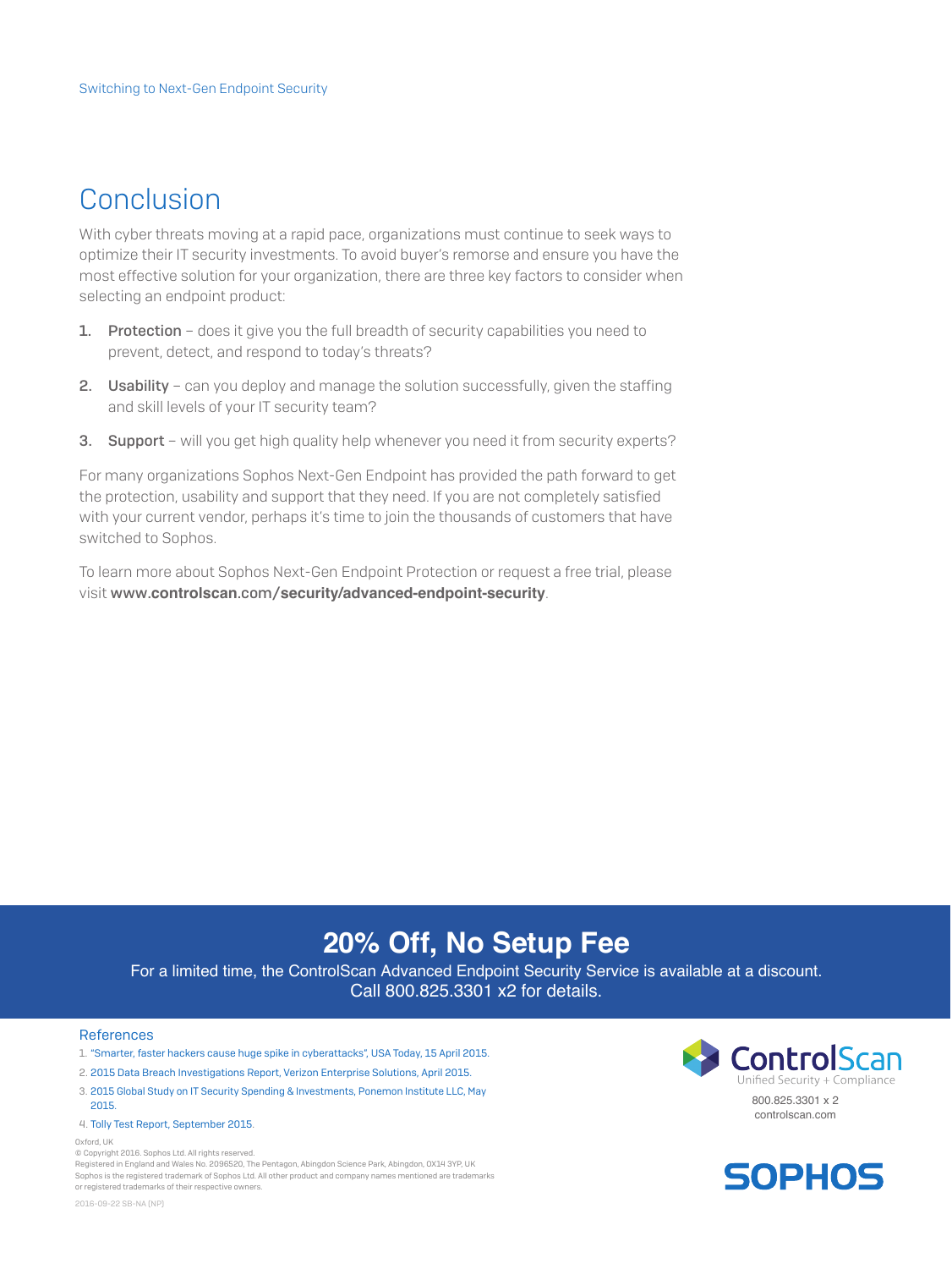# Conclusion

With cyber threats moving at a rapid pace, organizations must continue to seek ways to optimize their IT security investments. To avoid buyer's remorse and ensure you have the most effective solution for your organization, there are three key factors to consider when selecting an endpoint product:

1. **Protection** – does it give you the full breadth of security capabilities you need to prevent, detect, and respond to today's threats?
2. **Usability** – can you deploy and manage the solution successfully, given the staffing and skill levels of your IT security team?
3. **Support** – will you get high quality help whenever you need it from security experts?

For many organizations Sophos Next-Gen Endpoint has provided the path forward to get the protection, usability and support that they need. If you are not completely satisfied with your current vendor, perhaps it's time to join the thousands of customers that have switched to Sophos.

To learn more about Sophos Next-Gen Endpoint Protection or request a free trial, please visit **www.controlscan.com/security/advanced-endpoint-security**.

## 20% Off, No Setup Fee

For a limited time, the ControlScan Advanced Endpoint Security Service is available at a discount.
Call 800.825.3301 x2 for details.

### References

1. "Smarter, faster hackers cause huge spike in cyberattacks", USA Today, 15 April 2015.
2. 2015 Data Breach Investigations Report, Verizon Enterprise Solutions, April 2015.
3. 2015 Global Study on IT Security Spending & Investments, Ponemon Institute LLC, May 2015.
4. Tolly Test Report, September 2015.

ControlScan
Unified Security + Compliance
800.825.3301 x 2
controlscan.com

SOPHOS

Oxford, UK
© Copyright 2016. Sophos Ltd. All rights reserved.
Registered in England and Wales No. 2096520, The Pentagon, Abingdon Science Park, Abingdon, OX14 3YP, UK
Sophos is the registered trademark of Sophos Ltd. All other product and company names mentioned are trademarks or registered trademarks of their respective owners.

2016-09-22 SB-NA (NP)